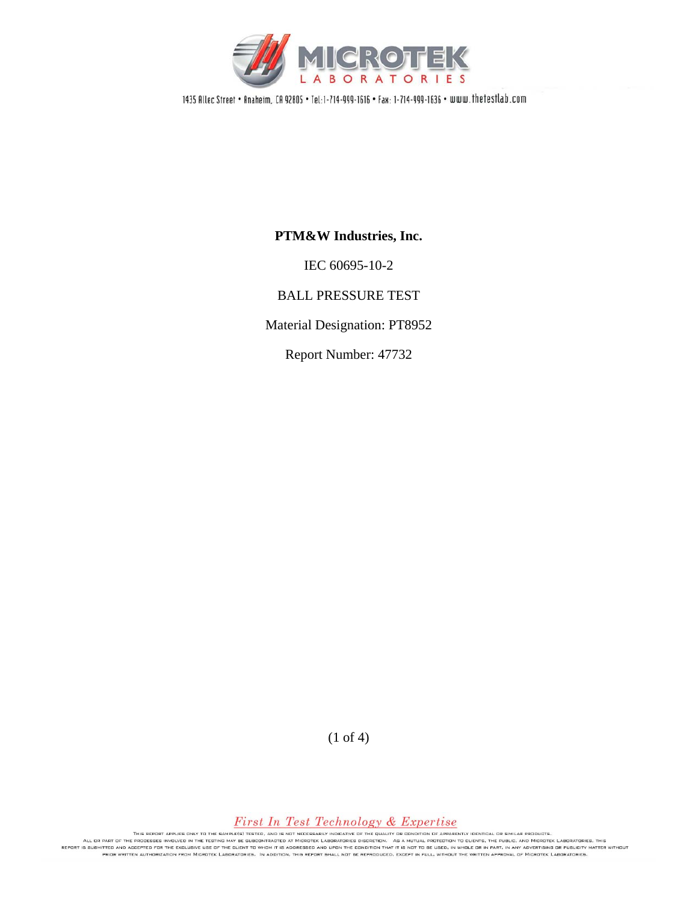MICROTEK LABORATORIES

1435 Allec Street • Anaheim, CA 92805 • Tel: 1-714-999-1616 • Fax: 1-714-999-1636 • www.thetestlab.com

**PTM&W Industries, Inc.**

IEC 60695-10-2

BALL PRESSURE TEST

Material Designation: PT8952

Report Number: 47732

*First In Test Technology & Expertise*

This report applies only to the sample(s) tested, and is not necessarily indicative of the quality or condition of apparently identical or similar products. All or part of the processes involved in the testing may be subcontracted at Microtek Laboratories discretion. As a mutual protection to clients, the public, and Microtek Laboratories, this report is submitted and accepted for the exclusive use of the client to whom it is addressed and upon the condition that it is not to be used, in whole or in part, in any advertising or publicity matter without prior written authorization from Microtek Laboratories. In addition, this report shall not be reproduced, except in full, without the written approval of Microtek Laboratories.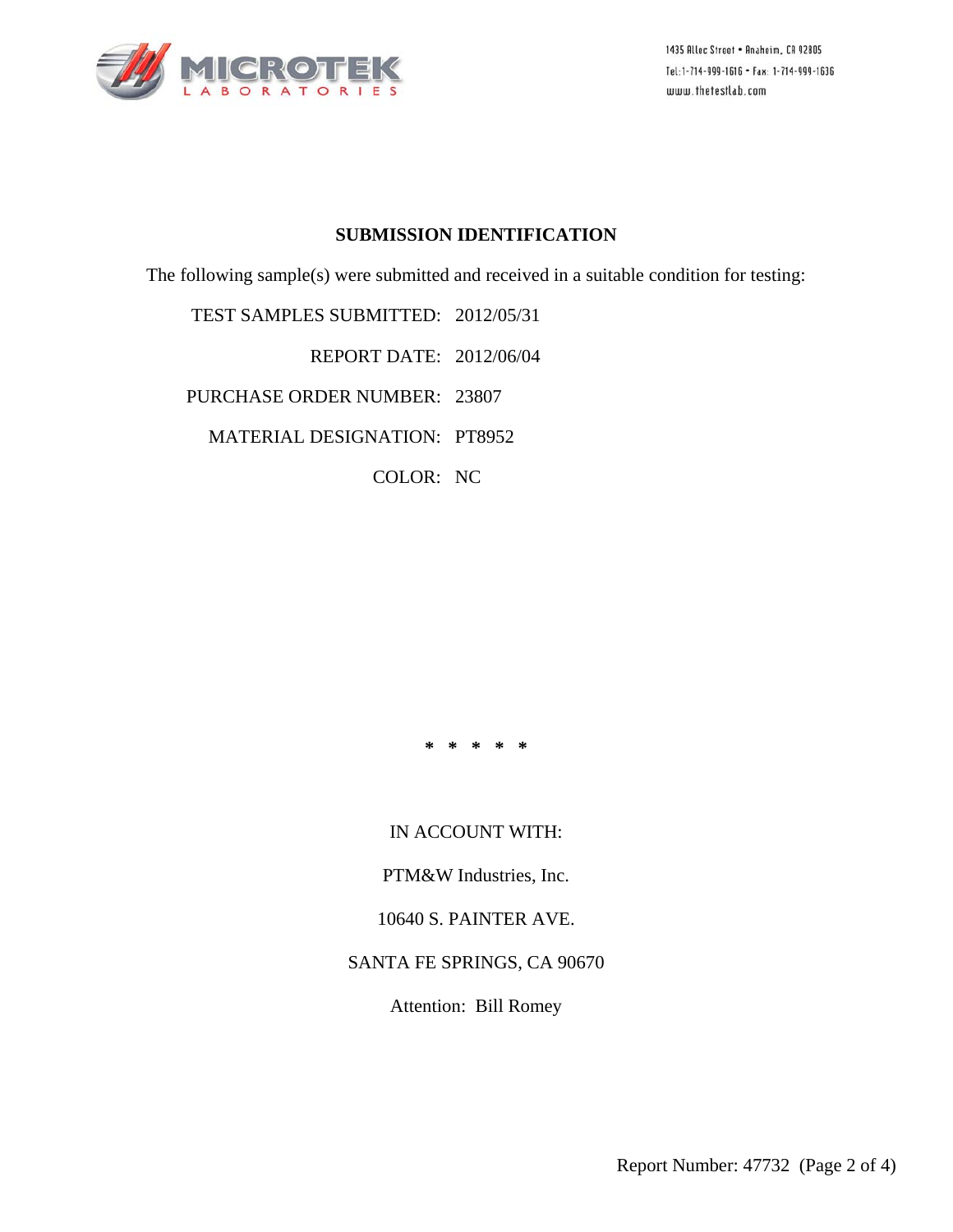MICROTEK LABORATORIES

1435 Allec Street • Anaheim, CA 92805
Tel:1-714-999-1616 • Fax: 1-714-999-1636
www.thetestlab.com

## SUBMISSION IDENTIFICATION

The following sample(s) were submitted and received in a suitable condition for testing:

TEST SAMPLES SUBMITTED: 2012/05/31

REPORT DATE: 2012/06/04

PURCHASE ORDER NUMBER: 23807

MATERIAL DESIGNATION: PT8952

COLOR: NC

* * * * *

IN ACCOUNT WITH:

PTM&W Industries, Inc.

10640 S. PAINTER AVE.

SANTA FE SPRINGS, CA 90670

Attention: Bill Romey

Report Number: 47732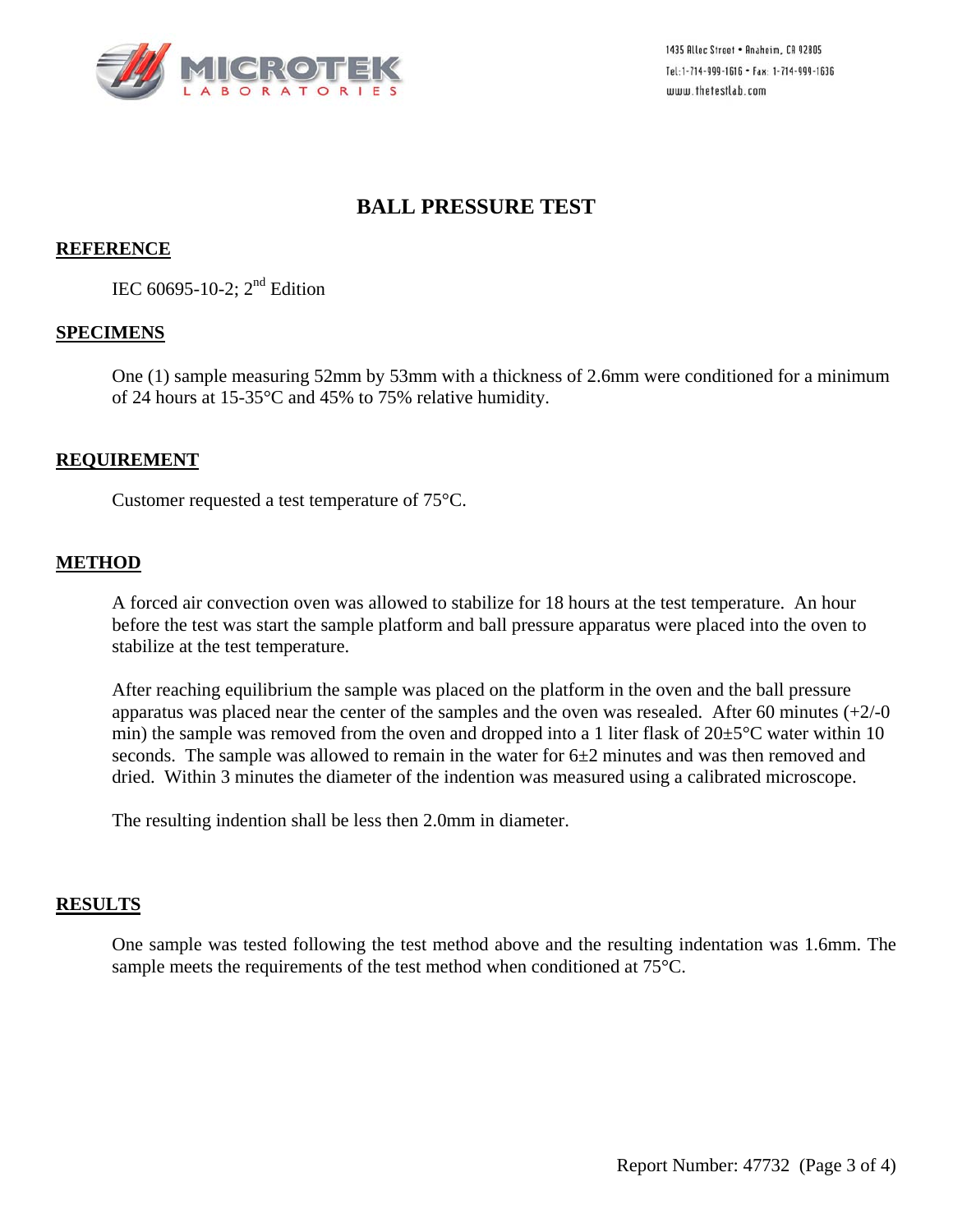MICROTEK LABORATORIES

1435 Allec Street • Anaheim, CA 92805
Tel:1-714-999-1616 • Fax: 1-714-999-1636
www.thetestlab.com

# BALL PRESSURE TEST

## REFERENCE

IEC 60695-10-2; 2nd Edition

## SPECIMENS

One (1) sample measuring 52mm by 53mm with a thickness of 2.6mm were conditioned for a minimum of 24 hours at 15-35°C and 45% to 75% relative humidity.

## REQUIREMENT

Customer requested a test temperature of 75°C.

## METHOD

A forced air convection oven was allowed to stabilize for 18 hours at the test temperature. An hour before the test was start the sample platform and ball pressure apparatus were placed into the oven to stabilize at the test temperature.

After reaching equilibrium the sample was placed on the platform in the oven and the ball pressure apparatus was placed near the center of the samples and the oven was resealed. After 60 minutes (+2/-0 min) the sample was removed from the oven and dropped into a 1 liter flask of 20±5°C water within 10 seconds. The sample was allowed to remain in the water for 6±2 minutes and was then removed and dried. Within 3 minutes the diameter of the indention was measured using a calibrated microscope.

The resulting indention shall be less then 2.0mm in diameter.

## RESULTS

One sample was tested following the test method above and the resulting indentation was 1.6mm. The sample meets the requirements of the test method when conditioned at 75°C.

Report Number: 47732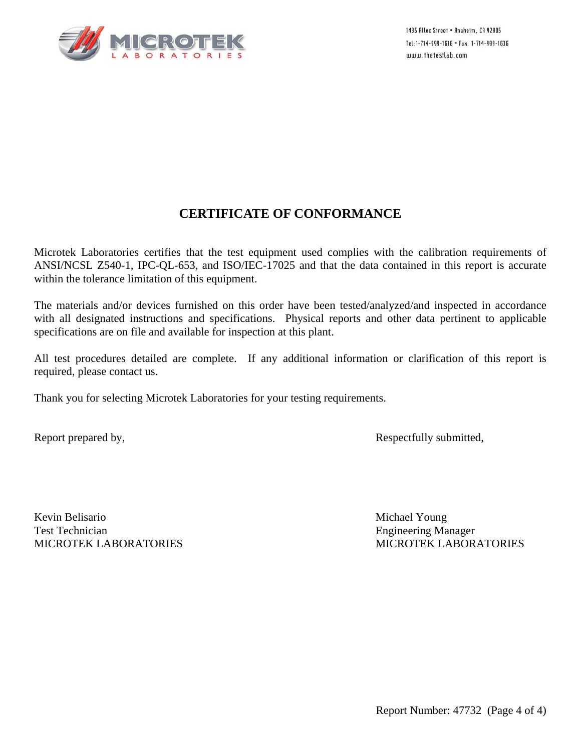1435 Allec Street • Anaheim, CA 92805
Tel:1-714-999-1616 • Fax: 1-714-999-1636
www.thetestlab.com

# CERTIFICATE OF CONFORMANCE

Microtek Laboratories certifies that the test equipment used complies with the calibration requirements of ANSI/NCSL Z540-1, IPC-QL-653, and ISO/IEC-17025 and that the data contained in this report is accurate within the tolerance limitation of this equipment.

The materials and/or devices furnished on this order have been tested/analyzed/and inspected in accordance with all designated instructions and specifications. Physical reports and other data pertinent to applicable specifications are on file and available for inspection at this plant.

All test procedures detailed are complete. If any additional information or clarification of this report is required, please contact us.

Thank you for selecting Microtek Laboratories for your testing requirements.

Report prepared by,

Kevin Belisario
Test Technician
MICROTEK LABORATORIES

Respectfully submitted,

Michael Young
Engineering Manager
MICROTEK LABORATORIES

Report Number: 47732